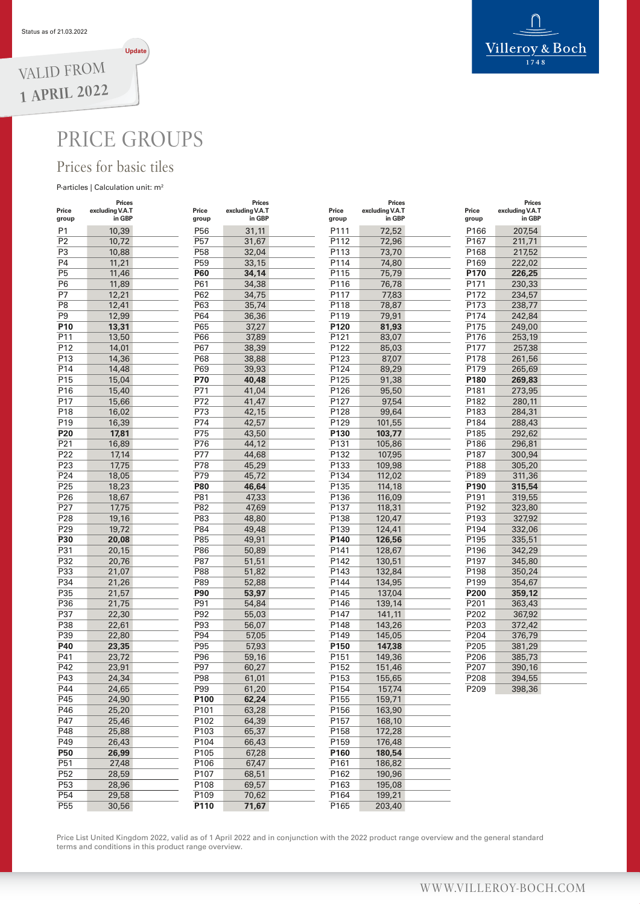Status as of 21.03.2022

Update

VALID FROM 1 APRIL 2022

# PRICE GROUPS

## Prices for basic tiles

P-articles | Calculation unit: m²

| Price group | Prices excluding V.A.T in GBP | Price group | Prices excluding V.A.T in GBP | Price group | Prices excluding V.A.T in GBP | Price group | Prices excluding V.A.T in GBP |
|---|---|---|---|---|---|---|---|
| P1 | 10,39 | P56 | 31,11 | P111 | 72,52 | P166 | 207,54 |
| P2 | 10,72 | P57 | 31,67 | P112 | 72,96 | P167 | 211,71 |
| P3 | 10,88 | P58 | 32,04 | P113 | 73,70 | P168 | 217,52 |
| P4 | 11,21 | P59 | 33,15 | P114 | 74,80 | P169 | 222,02 |
| P5 | 11,46 | **P60** | **34,14** | P115 | 75,79 | **P170** | **226,25** |
| P6 | 11,89 | P61 | 34,38 | P116 | 76,78 | P171 | 230,33 |
| P7 | 12,21 | P62 | 34,75 | P117 | 77,83 | P172 | 234,57 |
| P8 | 12,41 | P63 | 35,74 | P118 | 78,87 | P173 | 238,77 |
| P9 | 12,99 | P64 | 36,36 | P119 | 79,91 | P174 | 242,84 |
| **P10** | **13,31** | P65 | 37,27 | **P120** | **81,93** | P175 | 249,00 |
| P11 | 13,50 | P66 | 37,89 | P121 | 83,07 | P176 | 253,19 |
| P12 | 14,01 | P67 | 38,39 | P122 | 85,03 | P177 | 257,38 |
| P13 | 14,36 | P68 | 38,88 | P123 | 87,07 | P178 | 261,56 |
| P14 | 14,48 | P69 | 39,93 | P124 | 89,29 | P179 | 265,69 |
| P15 | 15,04 | **P70** | **40,48** | P125 | 91,38 | **P180** | **269,83** |
| P16 | 15,40 | P71 | 41,04 | P126 | 95,50 | P181 | 273,95 |
| P17 | 15,66 | P72 | 41,47 | P127 | 97,54 | P182 | 280,11 |
| P18 | 16,02 | P73 | 42,15 | P128 | 99,64 | P183 | 284,31 |
| P19 | 16,39 | P74 | 42,57 | P129 | 101,55 | P184 | 288,43 |
| **P20** | **17,81** | P75 | 43,50 | **P130** | **103,77** | P185 | 292,62 |
| P21 | 16,89 | P76 | 44,12 | P131 | 105,86 | P186 | 296,81 |
| P22 | 17,14 | P77 | 44,68 | P132 | 107,95 | P187 | 300,94 |
| P23 | 17,75 | P78 | 45,29 | P133 | 109,98 | P188 | 305,20 |
| P24 | 18,05 | P79 | 45,72 | P134 | 112,02 | P189 | 311,36 |
| P25 | 18,23 | **P80** | **46,64** | P135 | 114,18 | **P190** | **315,54** |
| P26 | 18,67 | P81 | 47,33 | P136 | 116,09 | P191 | 319,55 |
| P27 | 17,75 | P82 | 47,69 | P137 | 118,31 | P192 | 323,80 |
| P28 | 19,16 | P83 | 48,80 | P138 | 120,47 | P193 | 327,92 |
| P29 | 19,72 | P84 | 49,48 | P139 | 124,41 | P194 | 332,06 |
| **P30** | **20,08** | P85 | 49,91 | **P140** | **126,56** | P195 | 335,51 |
| P31 | 20,15 | P86 | 50,89 | P141 | 128,67 | P196 | 342,29 |
| P32 | 20,76 | P87 | 51,51 | P142 | 130,51 | P197 | 345,80 |
| P33 | 21,07 | P88 | 51,82 | P143 | 132,84 | P198 | 350,24 |
| P34 | 21,26 | P89 | 52,88 | P144 | 134,95 | P199 | 354,67 |
| P35 | 21,57 | **P90** | **53,97** | P145 | 137,04 | **P200** | **359,12** |
| P36 | 21,75 | P91 | 54,84 | P146 | 139,14 | P201 | 363,43 |
| P37 | 22,30 | P92 | 55,03 | P147 | 141,11 | P202 | 367,92 |
| P38 | 22,61 | P93 | 56,07 | P148 | 143,26 | P203 | 372,42 |
| P39 | 22,80 | P94 | 57,05 | P149 | 145,05 | P204 | 376,79 |
| **P40** | **23,35** | P95 | 57,93 | **P150** | **147,38** | P205 | 381,29 |
| P41 | 23,72 | P96 | 59,16 | P151 | 149,36 | P206 | 385,73 |
| P42 | 23,91 | P97 | 60,27 | P152 | 151,46 | P207 | 390,16 |
| P43 | 24,34 | P98 | 61,01 | P153 | 155,65 | P208 | 394,55 |
| P44 | 24,65 | P99 | 61,20 | P154 | 157,74 | P209 | 398,36 |
| P45 | 24,90 | **P100** | **62,24** | P155 | 159,71 | | |
| P46 | 25,20 | P101 | 63,28 | P156 | 163,90 | | |
| P47 | 25,46 | P102 | 64,39 | P157 | 168,10 | | |
| P48 | 25,88 | P103 | 65,37 | P158 | 172,28 | | |
| P49 | 26,43 | P104 | 66,43 | P159 | 176,48 | | |
| **P50** | **26,99** | P105 | 67,28 | **P160** | **180,54** | | |
| P51 | 27,48 | P106 | 67,47 | P161 | 186,82 | | |
| P52 | 28,59 | P107 | 68,51 | P162 | 190,96 | | |
| P53 | 28,96 | P108 | 69,57 | P163 | 195,08 | | |
| P54 | 29,58 | P109 | 70,62 | P164 | 199,21 | | |
| P55 | 30,56 | **P110** | **71,67** | P165 | 203,40 | | |

Price List United Kingdom 2022, valid as of 1 April 2022 and in conjunction with the 2022 product range overview and the general standard terms and conditions in this product range overview.

WWW.VILLEROY-BOCH.COM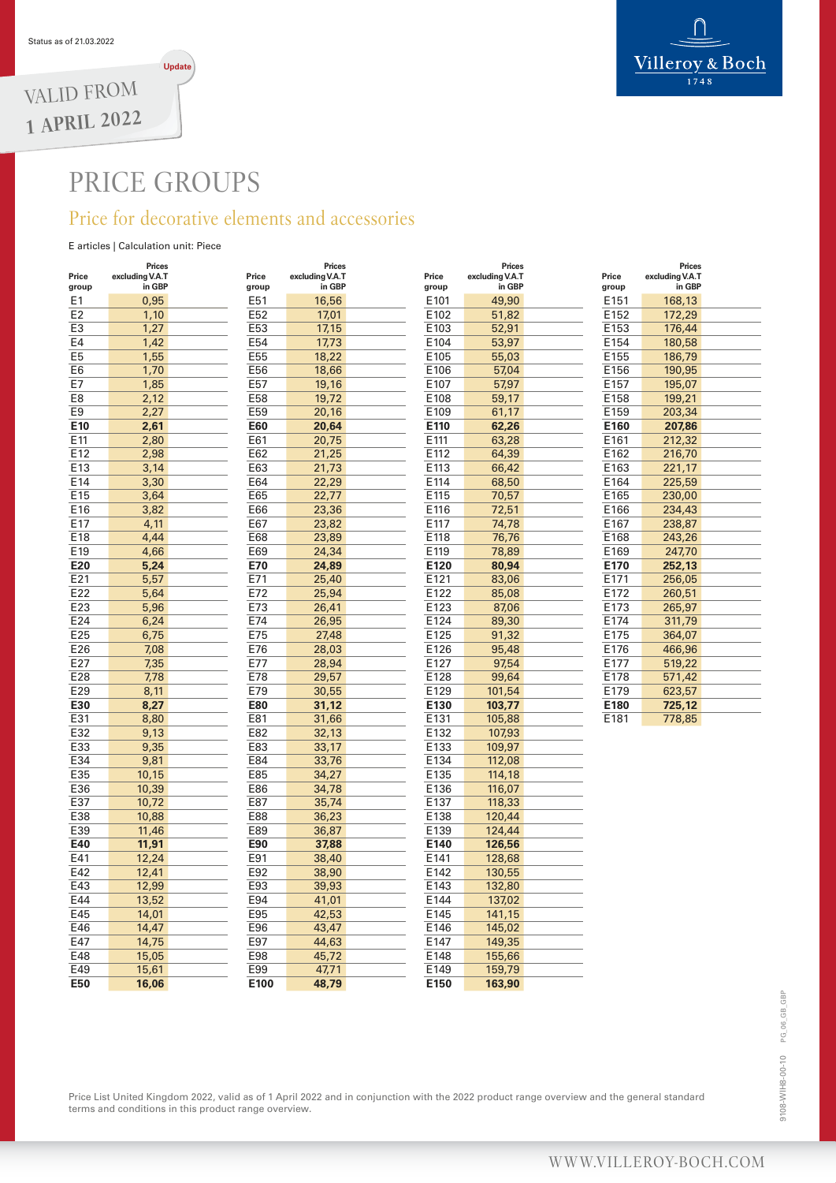Status as of 21.03.2022

Update

VALID FROM
1 APRIL 2022

Villeroy & Boch
1748

# PRICE GROUPS

## Price for decorative elements and accessories

E articles | Calculation unit: Piece

| Price group | Prices excluding V.A.T in GBP | Price group | Prices excluding V.A.T in GBP | Price group | Prices excluding V.A.T in GBP | Price group | Prices excluding V.A.T in GBP |
|---|---|---|---|---|---|---|---|
| E1 | 0,95 | E51 | 16,56 | E101 | 49,90 | E151 | 168,13 |
| E2 | 1,10 | E52 | 17,01 | E102 | 51,82 | E152 | 172,29 |
| E3 | 1,27 | E53 | 17,15 | E103 | 52,91 | E153 | 176,44 |
| E4 | 1,42 | E54 | 17,73 | E104 | 53,97 | E154 | 180,58 |
| E5 | 1,55 | E55 | 18,22 | E105 | 55,03 | E155 | 186,79 |
| E6 | 1,70 | E56 | 18,66 | E106 | 57,04 | E156 | 190,95 |
| E7 | 1,85 | E57 | 19,16 | E107 | 57,97 | E157 | 195,07 |
| E8 | 2,12 | E58 | 19,72 | E108 | 59,17 | E158 | 199,21 |
| E9 | 2,27 | E59 | 20,16 | E109 | 61,17 | E159 | 203,34 |
| **E10** | **2,61** | **E60** | **20,64** | **E110** | **62,26** | **E160** | **207,86** |
| E11 | 2,80 | E61 | 20,75 | E111 | 63,28 | E161 | 212,32 |
| E12 | 2,98 | E62 | 21,25 | E112 | 64,39 | E162 | 216,70 |
| E13 | 3,14 | E63 | 21,73 | E113 | 66,42 | E163 | 221,17 |
| E14 | 3,30 | E64 | 22,29 | E114 | 68,50 | E164 | 225,59 |
| E15 | 3,64 | E65 | 22,77 | E115 | 70,57 | E165 | 230,00 |
| E16 | 3,82 | E66 | 23,36 | E116 | 72,51 | E166 | 234,43 |
| E17 | 4,11 | E67 | 23,82 | E117 | 74,78 | E167 | 238,87 |
| E18 | 4,44 | E68 | 23,89 | E118 | 76,76 | E168 | 243,26 |
| E19 | 4,66 | E69 | 24,34 | E119 | 78,89 | E169 | 247,70 |
| **E20** | **5,24** | **E70** | **24,89** | **E120** | **80,94** | **E170** | **252,13** |
| E21 | 5,57 | E71 | 25,40 | E121 | 83,06 | E171 | 256,05 |
| E22 | 5,64 | E72 | 25,94 | E122 | 85,08 | E172 | 260,51 |
| E23 | 5,96 | E73 | 26,41 | E123 | 87,06 | E173 | 265,97 |
| E24 | 6,24 | E74 | 26,95 | E124 | 89,30 | E174 | 311,79 |
| E25 | 6,75 | E75 | 27,48 | E125 | 91,32 | E175 | 364,07 |
| E26 | 7,08 | E76 | 28,03 | E126 | 95,48 | E176 | 466,96 |
| E27 | 7,35 | E77 | 28,94 | E127 | 97,54 | E177 | 519,22 |
| E28 | 7,78 | E78 | 29,57 | E128 | 99,64 | E178 | 571,42 |
| E29 | 8,11 | E79 | 30,55 | E129 | 101,54 | E179 | 623,57 |
| **E30** | **8,27** | **E80** | **31,12** | **E130** | **103,77** | **E180** | **725,12** |
| E31 | 8,80 | E81 | 31,66 | E131 | 105,88 | E181 | 778,85 |
| E32 | 9,13 | E82 | 32,13 | E132 | 107,93 | | |
| E33 | 9,35 | E83 | 33,17 | E133 | 109,97 | | |
| E34 | 9,81 | E84 | 33,76 | E134 | 112,08 | | |
| E35 | 10,15 | E85 | 34,27 | E135 | 114,18 | | |
| E36 | 10,39 | E86 | 34,78 | E136 | 116,07 | | |
| E37 | 10,72 | E87 | 35,74 | E137 | 118,33 | | |
| E38 | 10,88 | E88 | 36,23 | E138 | 120,44 | | |
| E39 | 11,46 | E89 | 36,87 | E139 | 124,44 | | |
| **E40** | **11,91** | **E90** | **37,88** | **E140** | **126,56** | | |
| E41 | 12,24 | E91 | 38,40 | E141 | 128,68 | | |
| E42 | 12,41 | E92 | 38,90 | E142 | 130,55 | | |
| E43 | 12,99 | E93 | 39,93 | E143 | 132,80 | | |
| E44 | 13,52 | E94 | 41,01 | E144 | 137,02 | | |
| E45 | 14,01 | E95 | 42,53 | E145 | 141,15 | | |
| E46 | 14,47 | E96 | 43,47 | E146 | 145,02 | | |
| E47 | 14,75 | E97 | 44,63 | E147 | 149,35 | | |
| E48 | 15,05 | E98 | 45,72 | E148 | 155,66 | | |
| E49 | 15,61 | E99 | 47,71 | E149 | 159,79 | | |
| **E50** | **16,06** | **E100** | **48,79** | **E150** | **163,90** | | |

Price List United Kingdom 2022, valid as of 1 April 2022 and in conjunction with the 2022 product range overview and the general standard terms and conditions in this product range overview.

9108-WIH8-00-10 PG_06_GB_GBP

WWW.VILLEROY-BOCH.COM